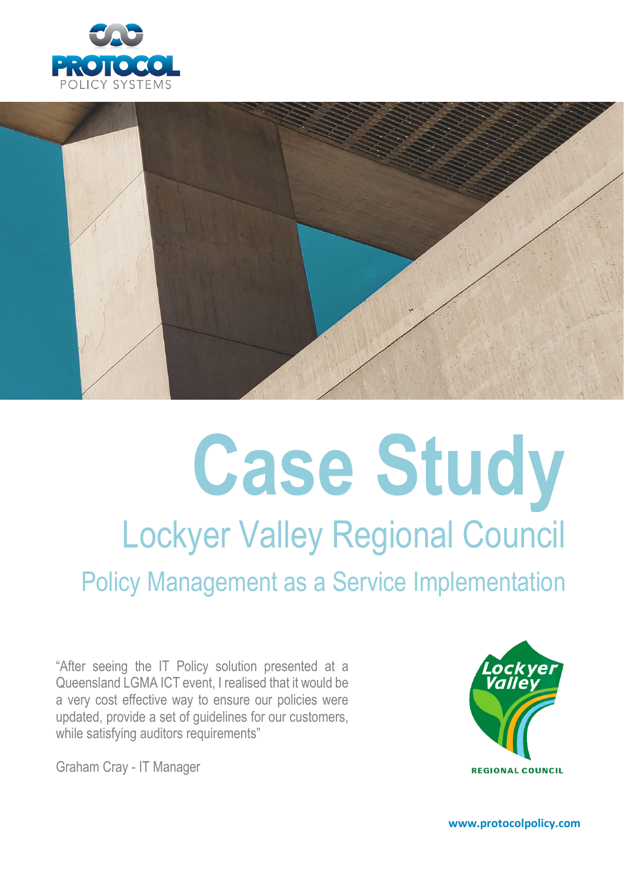# Case Study

## Lockyer Valley Regional Council

### Policy Management as a Service Implementation

"After seeing the IT Policy solution presented at a Queensland LGMA ICT event, I realised that it would be a very cost effective way to ensure our policies were updated, provide a set of guidelines for our customers, while satisfying auditors requirements"

Graham Cray - IT Manager

www.protocolpolicy.com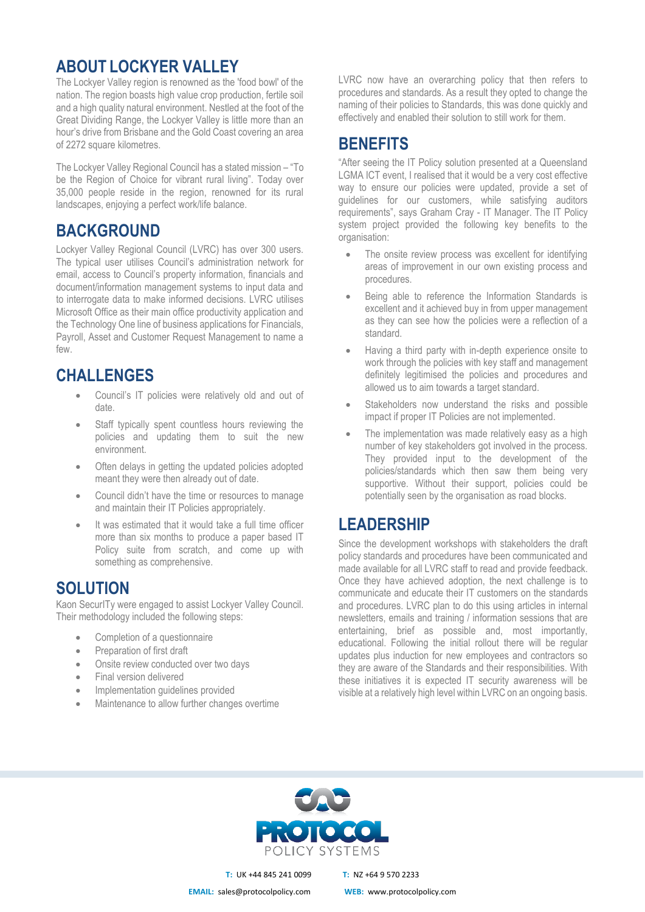## ABOUT LOCKYER VALLEY

The Lockyer Valley region is renowned as the 'food bowl' of the nation. The region boasts high value crop production, fertile soil and a high quality natural environment. Nestled at the foot of the Great Dividing Range, the Lockyer Valley is little more than an hour's drive from Brisbane and the Gold Coast covering an area of 2272 square kilometres.

The Lockyer Valley Regional Council has a stated mission – "To be the Region of Choice for vibrant rural living". Today over 35,000 people reside in the region, renowned for its rural landscapes, enjoying a perfect work/life balance.

## BACKGROUND

Lockyer Valley Regional Council (LVRC) has over 300 users. The typical user utilises Council's administration network for email, access to Council's property information, financials and document/information management systems to input data and to interrogate data to make informed decisions. LVRC utilises Microsoft Office as their main office productivity application and the Technology One line of business applications for Financials, Payroll, Asset and Customer Request Management to name a few.

## CHALLENGES

- Council's IT policies were relatively old and out of date.
- Staff typically spent countless hours reviewing the policies and updating them to suit the new environment.
- Often delays in getting the updated policies adopted meant they were then already out of date.
- Council didn't have the time or resources to manage and maintain their IT Policies appropriately.
- It was estimated that it would take a full time officer more than six months to produce a paper based IT Policy suite from scratch, and come up with something as comprehensive.

## SOLUTION

Kaon SecurITy were engaged to assist Lockyer Valley Council. Their methodology included the following steps:

- Completion of a questionnaire
- Preparation of first draft
- Onsite review conducted over two days
- Final version delivered
- Implementation guidelines provided
- Maintenance to allow further changes overtime

LVRC now have an overarching policy that then refers to procedures and standards. As a result they opted to change the naming of their policies to Standards, this was done quickly and effectively and enabled their solution to still work for them.

## BENEFITS

"After seeing the IT Policy solution presented at a Queensland LGMA ICT event, I realised that it would be a very cost effective way to ensure our policies were updated, provide a set of guidelines for our customers, while satisfying auditors requirements", says Graham Cray - IT Manager. The IT Policy system project provided the following key benefits to the organisation:

- The onsite review process was excellent for identifying areas of improvement in our own existing process and procedures.
- Being able to reference the Information Standards is excellent and it achieved buy in from upper management as they can see how the policies were a reflection of a standard.
- Having a third party with in-depth experience onsite to work through the policies with key staff and management definitely legitimised the policies and procedures and allowed us to aim towards a target standard.
- Stakeholders now understand the risks and possible impact if proper IT Policies are not implemented.
- The implementation was made relatively easy as a high number of key stakeholders got involved in the process. They provided input to the development of the policies/standards which then saw them being very supportive. Without their support, policies could be potentially seen by the organisation as road blocks.

## LEADERSHIP

Since the development workshops with stakeholders the draft policy standards and procedures have been communicated and made available for all LVRC staff to read and provide feedback. Once they have achieved adoption, the next challenge is to communicate and educate their IT customers on the standards and procedures. LVRC plan to do this using articles in internal newsletters, emails and training / information sessions that are entertaining, brief as possible and, most importantly, educational. Following the initial rollout there will be regular updates plus induction for new employees and contractors so they are aware of the Standards and their responsibilities. With these initiatives it is expected IT security awareness will be visible at a relatively high level within LVRC on an ongoing basis.

PROTOCOL POLICY SYSTEMS

**T:** UK +44 845 241 0099 **T:** NZ +64 9 570 2233

**EMAIL:** sales@protocolpolicy.com **WEB:** www.protocolpolicy.com